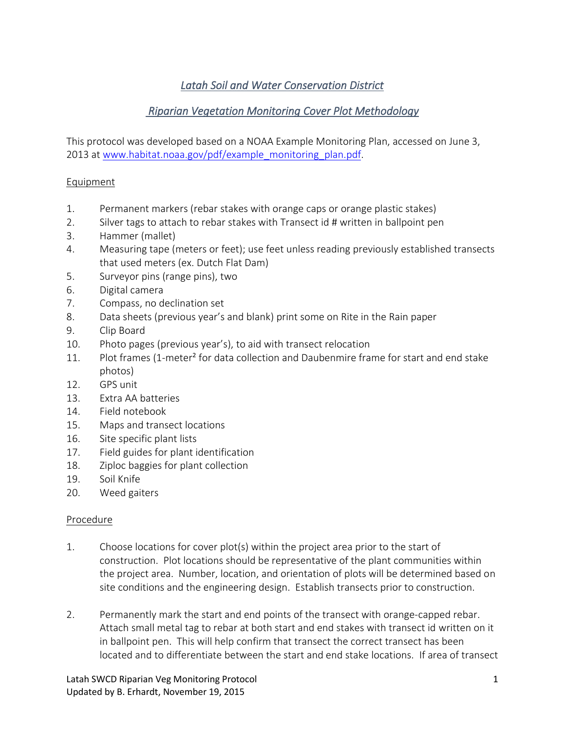## *Latah Soil and Water Conservation District*

## *Riparian Vegetation Monitoring Cover Plot Methodology*

This protocol was developed based on a NOAA Example Monitoring Plan, accessed on June 3, 2013 at [www.habitat.noaa.gov/pdf/example_monitoring_plan.pdf](www.habitat.noaa.gov/pdf/example_monitoring_plan.pdf).

### Equipment

1. Permanent markers (rebar stakes with orange caps or orange plastic stakes)
2. Silver tags to attach to rebar stakes with Transect id # written in ballpoint pen
3. Hammer (mallet)
4. Measuring tape (meters or feet); use feet unless reading previously established transects that used meters (ex. Dutch Flat Dam)
5. Surveyor pins (range pins), two
6. Digital camera
7. Compass, no declination set
8. Data sheets (previous year's and blank) print some on Rite in the Rain paper
9. Clip Board
10. Photo pages (previous year's), to aid with transect relocation
11. Plot frames (1-meter² for data collection and Daubenmire frame for start and end stake photos)
12. GPS unit
13. Extra AA batteries
14. Field notebook
15. Maps and transect locations
16. Site specific plant lists
17. Field guides for plant identification
18. Ziploc baggies for plant collection
19. Soil Knife
20. Weed gaiters

### Procedure

1. Choose locations for cover plot(s) within the project area prior to the start of construction. Plot locations should be representative of the plant communities within the project area. Number, location, and orientation of plots will be determined based on site conditions and the engineering design. Establish transects prior to construction.

2. Permanently mark the start and end points of the transect with orange-capped rebar. Attach small metal tag to rebar at both start and end stakes with transect id written on it in ballpoint pen. This will help confirm that transect the correct transect has been located and to differentiate between the start and end stake locations. If area of transect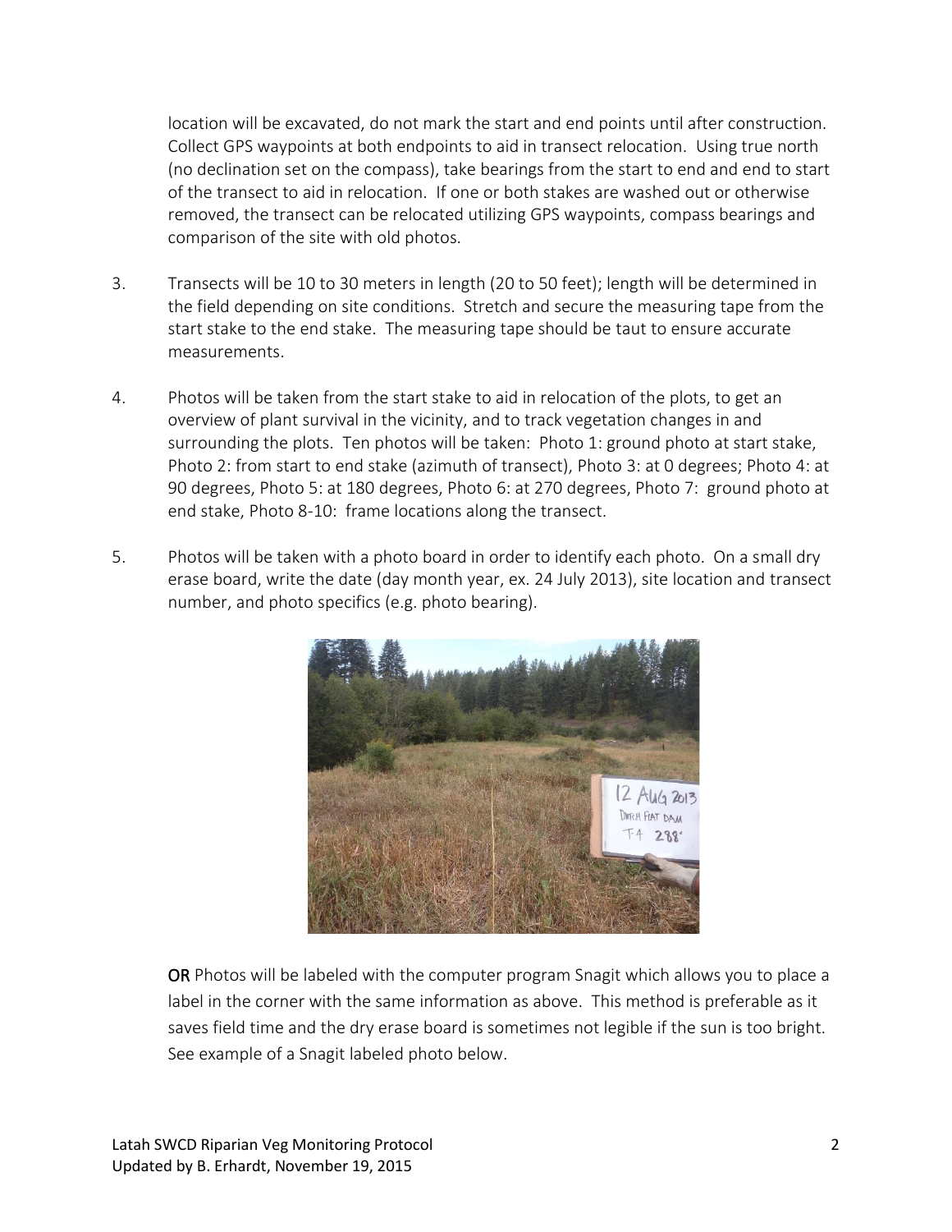location will be excavated, do not mark the start and end points until after construction. Collect GPS waypoints at both endpoints to aid in transect relocation. Using true north (no declination set on the compass), take bearings from the start to end and end to start of the transect to aid in relocation. If one or both stakes are washed out or otherwise removed, the transect can be relocated utilizing GPS waypoints, compass bearings and comparison of the site with old photos.

3. Transects will be 10 to 30 meters in length (20 to 50 feet); length will be determined in the field depending on site conditions. Stretch and secure the measuring tape from the start stake to the end stake. The measuring tape should be taut to ensure accurate measurements.

4. Photos will be taken from the start stake to aid in relocation of the plots, to get an overview of plant survival in the vicinity, and to track vegetation changes in and surrounding the plots. Ten photos will be taken: Photo 1: ground photo at start stake, Photo 2: from start to end stake (azimuth of transect), Photo 3: at 0 degrees; Photo 4: at 90 degrees, Photo 5: at 180 degrees, Photo 6: at 270 degrees, Photo 7: ground photo at end stake, Photo 8-10: frame locations along the transect.

5. Photos will be taken with a photo board in order to identify each photo. On a small dry erase board, write the date (day month year, ex. 24 July 2013), site location and transect number, and photo specifics (e.g. photo bearing).

**OR** Photos will be labeled with the computer program Snagit which allows you to place a label in the corner with the same information as above. This method is preferable as it saves field time and the dry erase board is sometimes not legible if the sun is too bright. See example of a Snagit labeled photo below.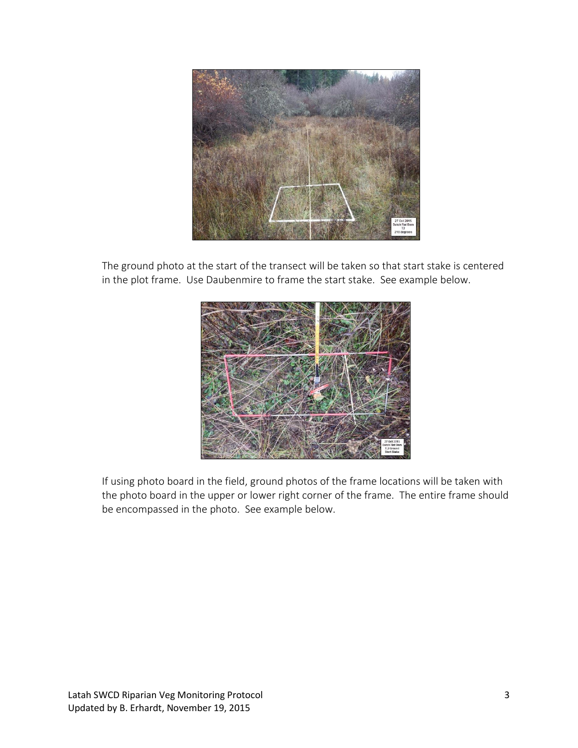The ground photo at the start of the transect will be taken so that start stake is centered in the plot frame. Use Daubenmire to frame the start stake. See example below.

If using photo board in the field, ground photos of the frame locations will be taken with the photo board in the upper or lower right corner of the frame. The entire frame should be encompassed in the photo. See example below.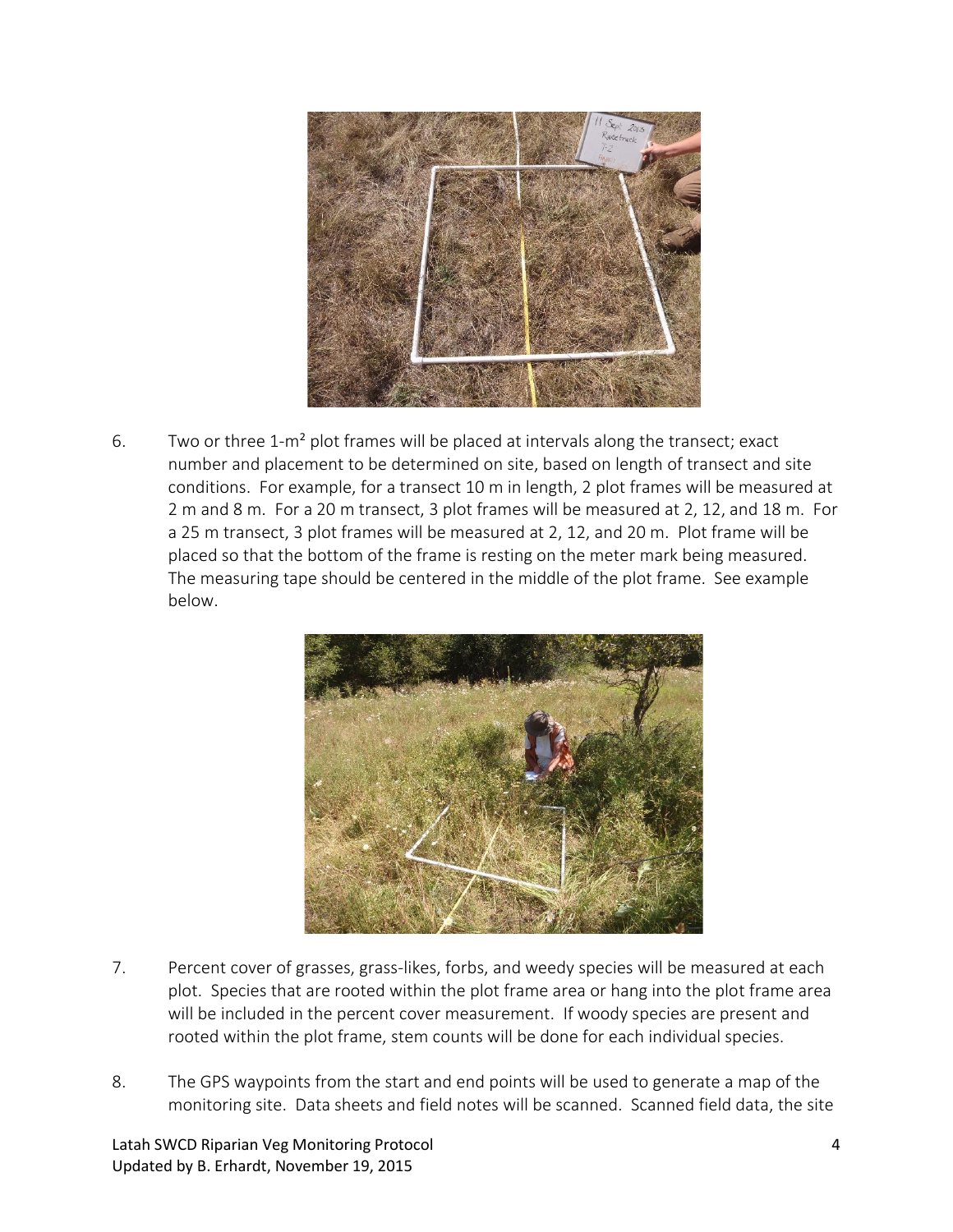6. Two or three 1-m² plot frames will be placed at intervals along the transect; exact number and placement to be determined on site, based on length of transect and site conditions. For example, for a transect 10 m in length, 2 plot frames will be measured at 2 m and 8 m. For a 20 m transect, 3 plot frames will be measured at 2, 12, and 18 m. For a 25 m transect, 3 plot frames will be measured at 2, 12, and 20 m. Plot frame will be placed so that the bottom of the frame is resting on the meter mark being measured. The measuring tape should be centered in the middle of the plot frame. See example below.

7. Percent cover of grasses, grass-likes, forbs, and weedy species will be measured at each plot. Species that are rooted within the plot frame area or hang into the plot frame area will be included in the percent cover measurement. If woody species are present and rooted within the plot frame, stem counts will be done for each individual species.

8. The GPS waypoints from the start and end points will be used to generate a map of the monitoring site. Data sheets and field notes will be scanned. Scanned field data, the site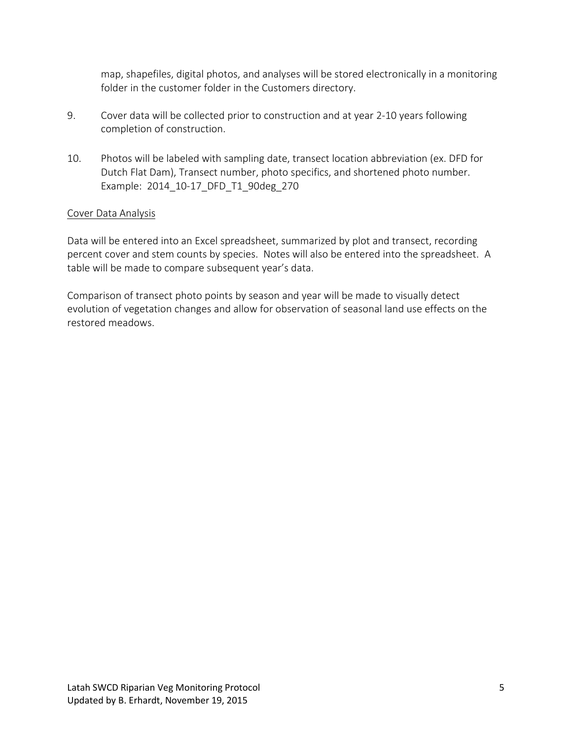map, shapefiles, digital photos, and analyses will be stored electronically in a monitoring folder in the customer folder in the Customers directory.

9. Cover data will be collected prior to construction and at year 2-10 years following completion of construction.

10. Photos will be labeled with sampling date, transect location abbreviation (ex. DFD for Dutch Flat Dam), Transect number, photo specifics, and shortened photo number. Example: 2014_10-17_DFD_T1_90deg_270

Cover Data Analysis

Data will be entered into an Excel spreadsheet, summarized by plot and transect, recording percent cover and stem counts by species. Notes will also be entered into the spreadsheet. A table will be made to compare subsequent year's data.

Comparison of transect photo points by season and year will be made to visually detect evolution of vegetation changes and allow for observation of seasonal land use effects on the restored meadows.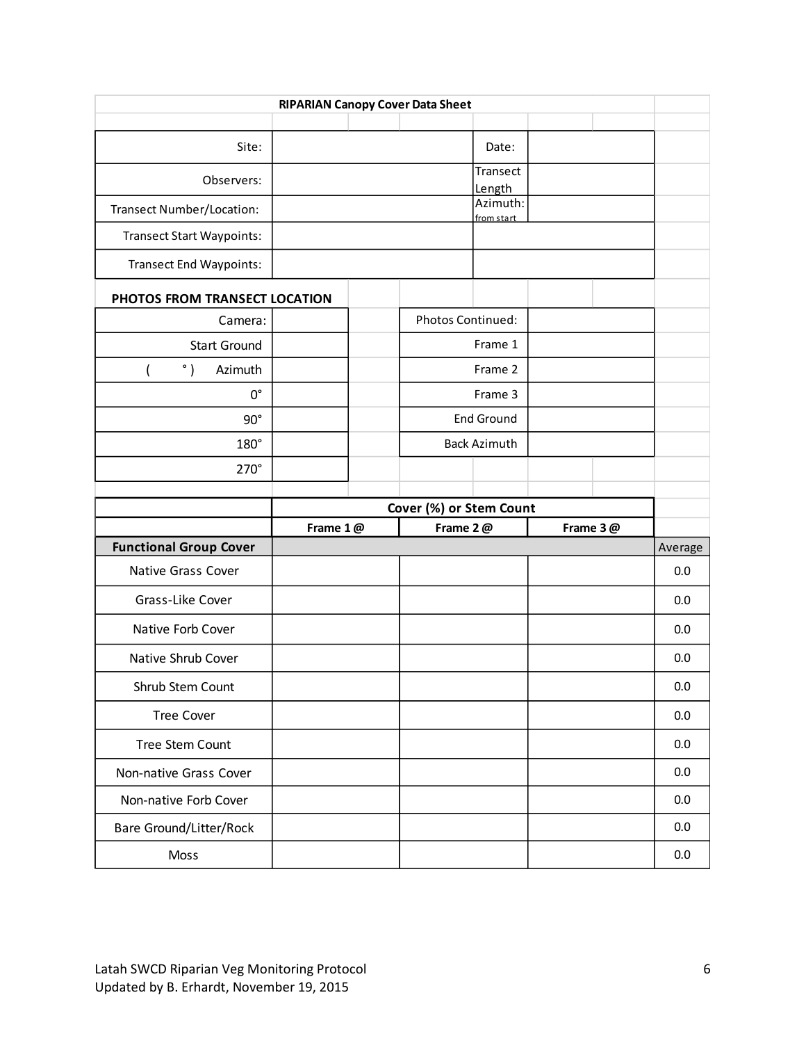## RIPARIAN Canopy Cover Data Sheet

| | | | |
|---|---|---|---|
| Site: | | Date: | |
| Observers: | | Transect Length | |
| Transect Number/Location: | | Azimuth: from start | |
| Transect Start Waypoints: | | | |
| Transect End Waypoints: | | | |

### PHOTOS FROM TRANSECT LOCATION

| | | | |
|---|---|---|---|
| Camera: | | Photos Continued: | |
| Start Ground | | Frame 1 | |
| (   ° ) Azimuth | | Frame 2 | |
| 0° | | Frame 3 | |
| 90° | | End Ground | |
| 180° | | Back Azimuth | |
| 270° | | | |

| | Cover (%) or Stem Count | | | |
|---|---|---|---|---|
| | Frame 1 @ | Frame 2 @ | Frame 3 @ | |
| **Functional Group Cover** | | | | Average |
| Native Grass Cover | | | | 0.0 |
| Grass-Like Cover | | | | 0.0 |
| Native Forb Cover | | | | 0.0 |
| Native Shrub Cover | | | | 0.0 |
| Shrub Stem Count | | | | 0.0 |
| Tree Cover | | | | 0.0 |
| Tree Stem Count | | | | 0.0 |
| Non-native Grass Cover | | | | 0.0 |
| Non-native Forb Cover | | | | 0.0 |
| Bare Ground/Litter/Rock | | | | 0.0 |
| Moss | | | | 0.0 |

Latah SWCD Riparian Veg Monitoring Protocol
Updated by B. Erhardt, November 19, 2015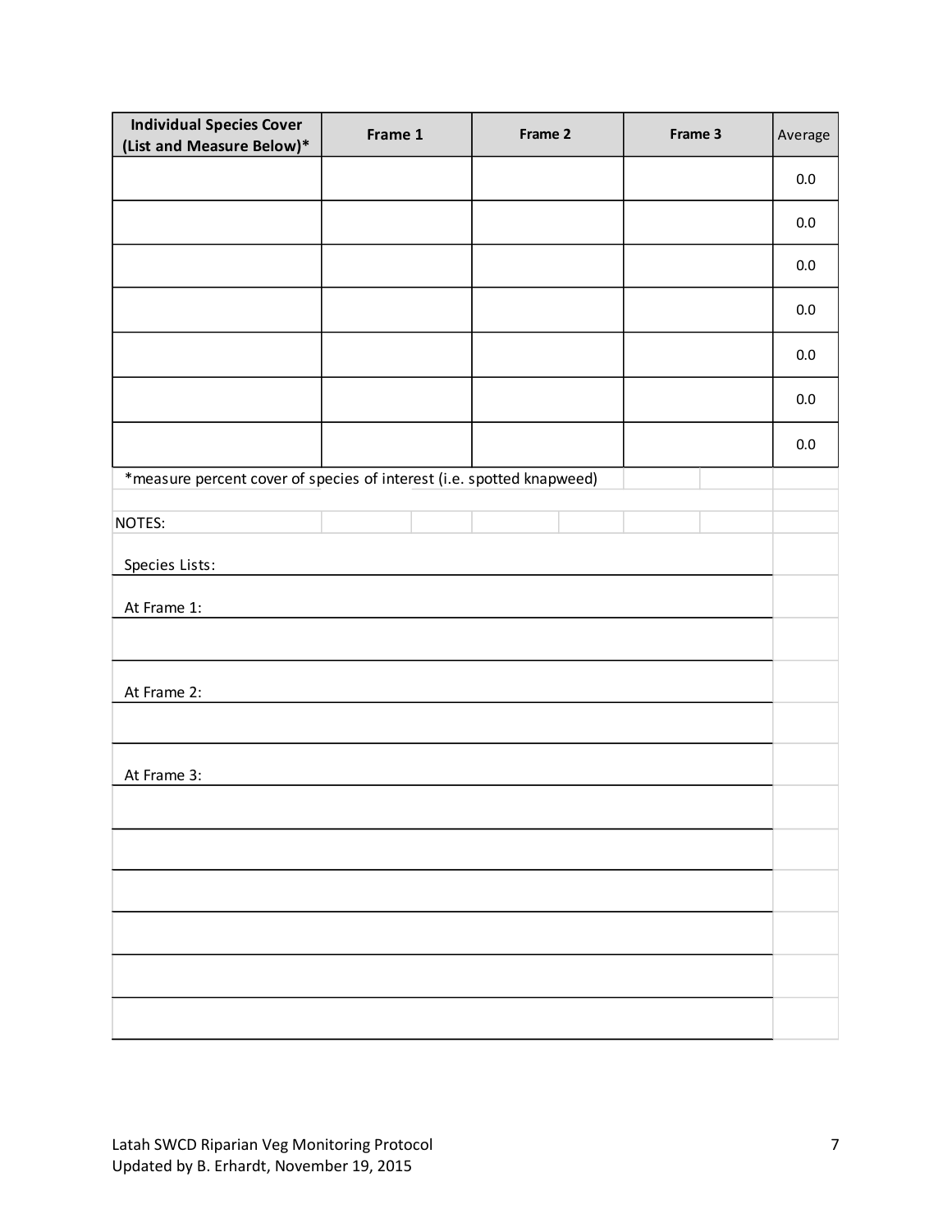| Individual Species Cover (List and Measure Below)* | Frame 1 | Frame 2 | Frame 3 | Average |
|---|---|---|---|---|
| | | | | 0.0 |
| | | | | 0.0 |
| | | | | 0.0 |
| | | | | 0.0 |
| | | | | 0.0 |
| | | | | 0.0 |
| | | | | 0.0 |

*measure percent cover of species of interest (i.e. spotted knapweed)

NOTES:

Species Lists:

At Frame 1:

At Frame 2:

At Frame 3: